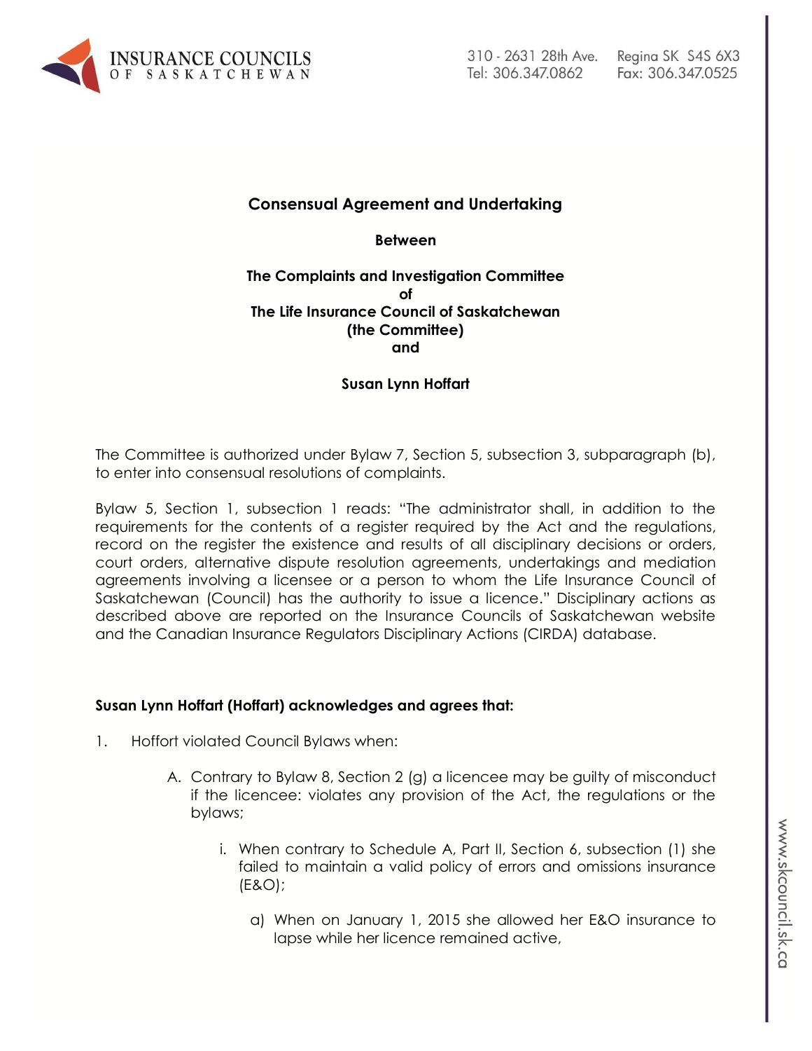## Consensual Agreement and Undertaking

**Between**

**The Complaints and Investigation Committee**
**of**
**The Life Insurance Council of Saskatchewan**
**(the Committee)**
**and**

**Susan Lynn Hoffart**

The Committee is authorized under Bylaw 7, Section 5, subsection 3, subparagraph (b), to enter into consensual resolutions of complaints.

Bylaw 5, Section 1, subsection 1 reads: "The administrator shall, in addition to the requirements for the contents of a register required by the Act and the regulations, record on the register the existence and results of all disciplinary decisions or orders, court orders, alternative dispute resolution agreements, undertakings and mediation agreements involving a licensee or a person to whom the Life Insurance Council of Saskatchewan (Council) has the authority to issue a licence." Disciplinary actions as described above are reported on the Insurance Councils of Saskatchewan website and the Canadian Insurance Regulators Disciplinary Actions (CIRDA) database.

**Susan Lynn Hoffart (Hoffart) acknowledges and agrees that:**

1. Hoffort violated Council Bylaws when:

   A. Contrary to Bylaw 8, Section 2 (g) a licencee may be guilty of misconduct if the licencee: violates any provision of the Act, the regulations or the bylaws;

      i. When contrary to Schedule A, Part II, Section 6, subsection (1) she failed to maintain a valid policy of errors and omissions insurance (E&O);

         a) When on January 1, 2015 she allowed her E&O insurance to lapse while her licence remained active,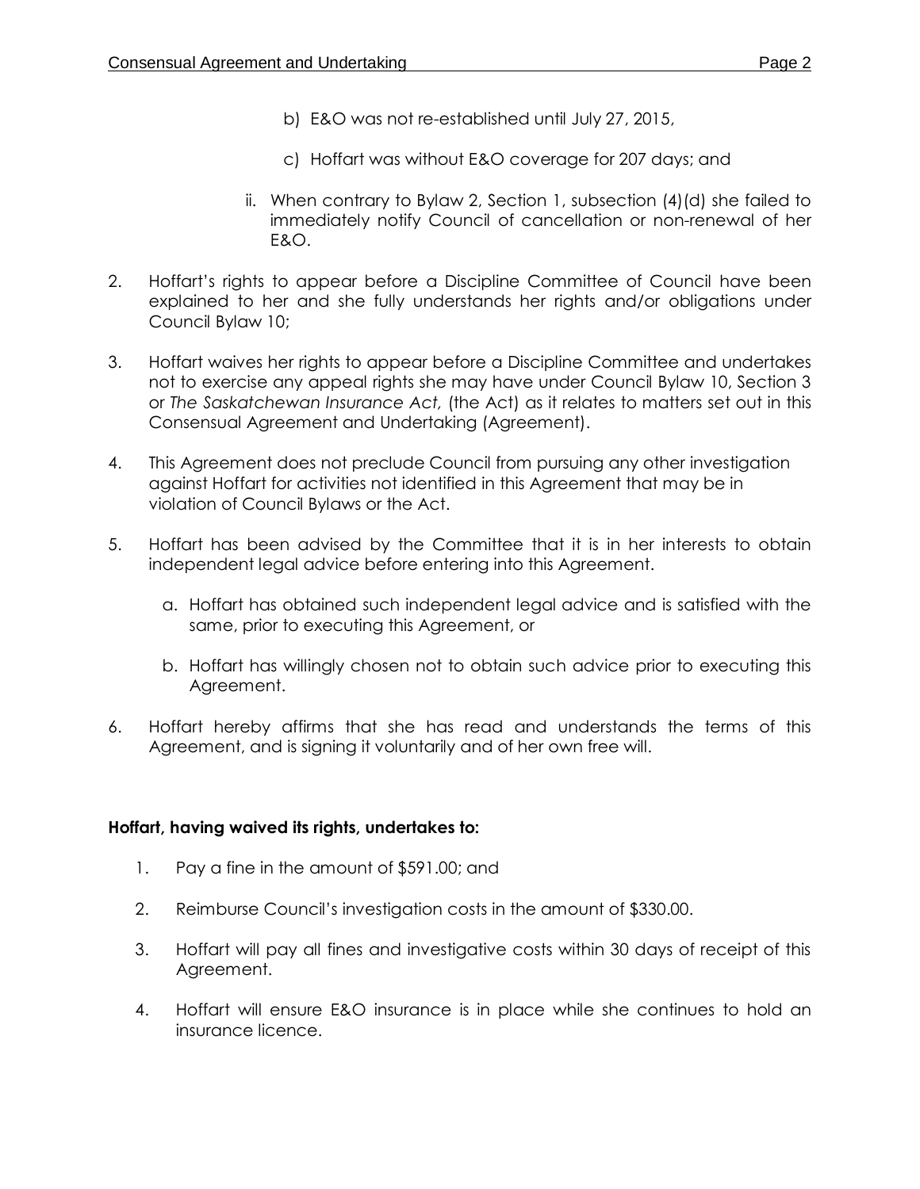b) E&O was not re-established until July 27, 2015,

c) Hoffart was without E&O coverage for 207 days; and

ii. When contrary to Bylaw 2, Section 1, subsection (4)(d) she failed to immediately notify Council of cancellation or non-renewal of her E&O.

2. Hoffart's rights to appear before a Discipline Committee of Council have been explained to her and she fully understands her rights and/or obligations under Council Bylaw 10;

3. Hoffart waives her rights to appear before a Discipline Committee and undertakes not to exercise any appeal rights she may have under Council Bylaw 10, Section 3 or *The Saskatchewan Insurance Act,* (the Act) as it relates to matters set out in this Consensual Agreement and Undertaking (Agreement).

4. This Agreement does not preclude Council from pursuing any other investigation against Hoffart for activities not identified in this Agreement that may be in violation of Council Bylaws or the Act.

5. Hoffart has been advised by the Committee that it is in her interests to obtain independent legal advice before entering into this Agreement.

   a. Hoffart has obtained such independent legal advice and is satisfied with the same, prior to executing this Agreement, or

   b. Hoffart has willingly chosen not to obtain such advice prior to executing this Agreement.

6. Hoffart hereby affirms that she has read and understands the terms of this Agreement, and is signing it voluntarily and of her own free will.

**Hoffart, having waived its rights, undertakes to:**

1. Pay a fine in the amount of $591.00; and

2. Reimburse Council's investigation costs in the amount of $330.00.

3. Hoffart will pay all fines and investigative costs within 30 days of receipt of this Agreement.

4. Hoffart will ensure E&O insurance is in place while she continues to hold an insurance licence.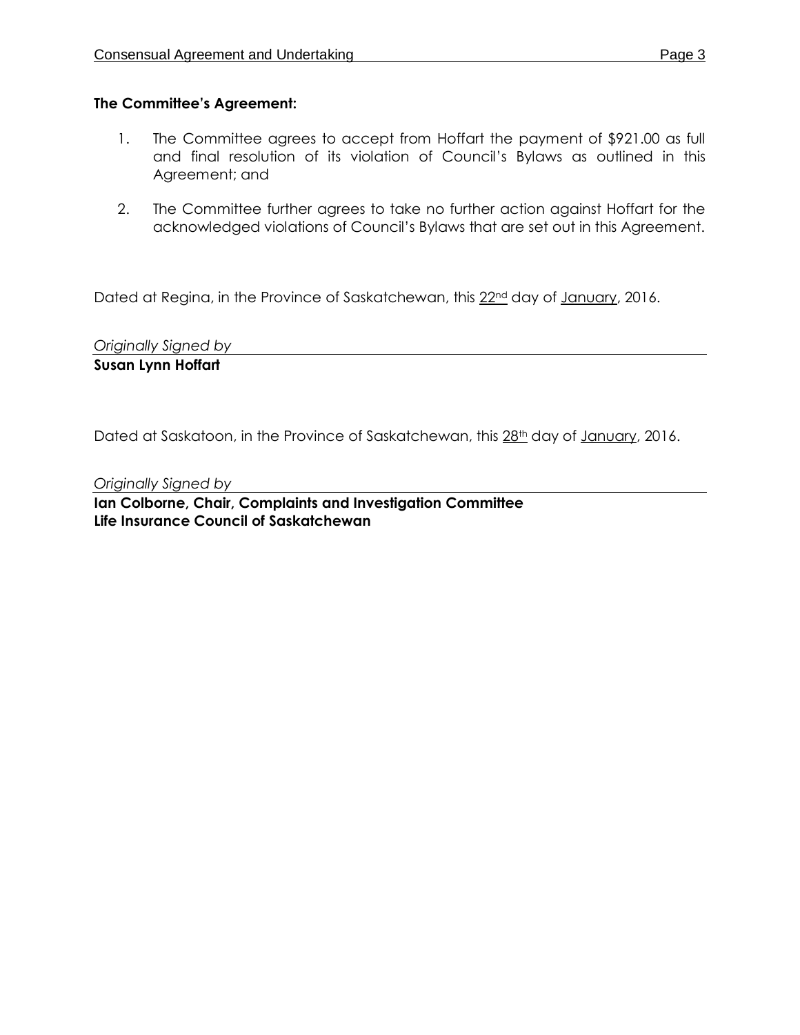**The Committee's Agreement:**

1. The Committee agrees to accept from Hoffart the payment of $921.00 as full and final resolution of its violation of Council's Bylaws as outlined in this Agreement; and

2. The Committee further agrees to take no further action against Hoffart for the acknowledged violations of Council's Bylaws that are set out in this Agreement.

Dated at Regina, in the Province of Saskatchewan, this 22nd day of January, 2016.

*Originally Signed by*

**Susan Lynn Hoffart**

Dated at Saskatoon, in the Province of Saskatchewan, this 28th day of January, 2016.

*Originally Signed by*

**Ian Colborne, Chair, Complaints and Investigation Committee**
**Life Insurance Council of Saskatchewan**